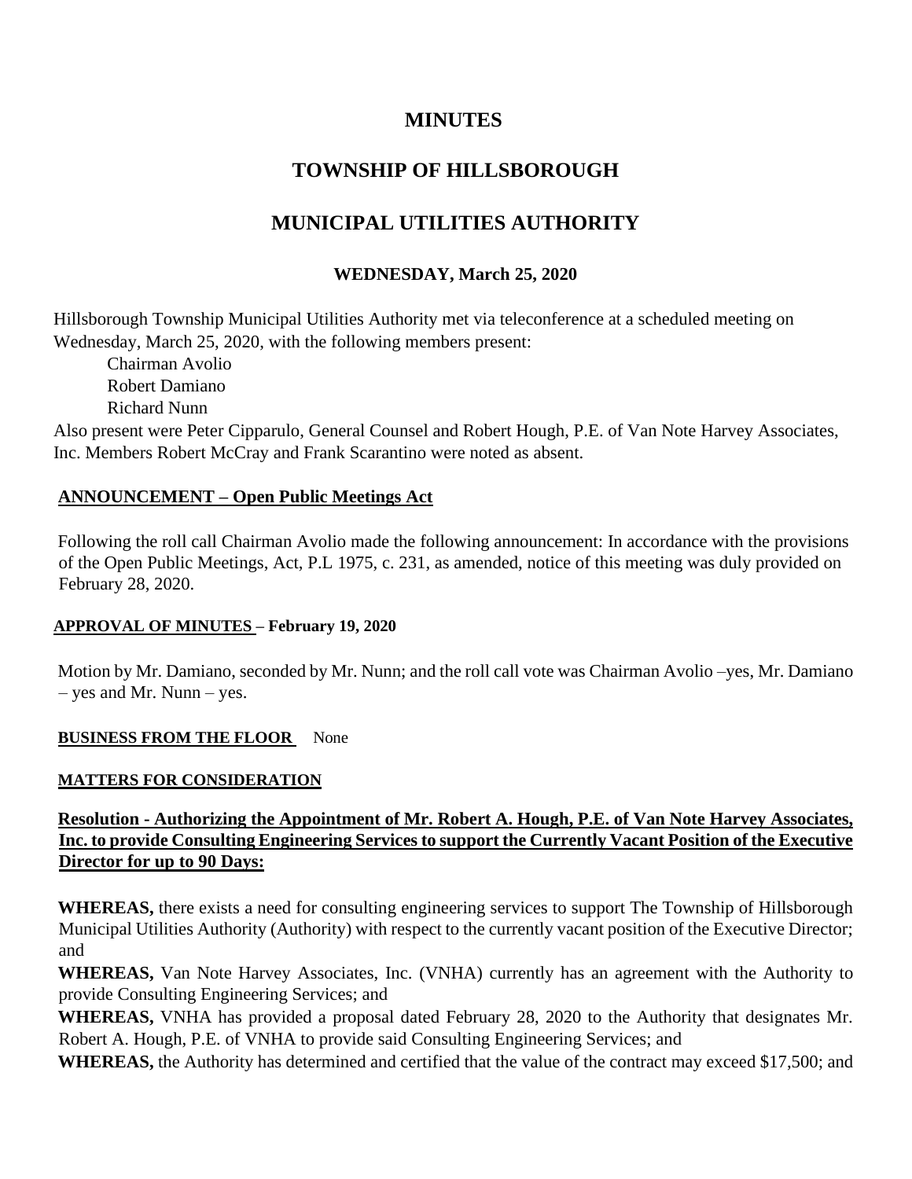# MINUTES

# TOWNSHIP OF HILLSBOROUGH

# MUNICIPAL UTILITIES AUTHORITY

### WEDNESDAY, March 25, 2020

Hillsborough Township Municipal Utilities Authority met via teleconference at a scheduled meeting on Wednesday, March 25, 2020, with the following members present:

Chairman Avolio
Robert Damiano
Richard Nunn

Also present were Peter Cipparulo, General Counsel and Robert Hough, P.E. of Van Note Harvey Associates, Inc. Members Robert McCray and Frank Scarantino were noted as absent.

**ANNOUNCEMENT – Open Public Meetings Act**

Following the roll call Chairman Avolio made the following announcement: In accordance with the provisions of the Open Public Meetings, Act, P.L 1975, c. 231, as amended, notice of this meeting was duly provided on February 28, 2020.

**APPROVAL OF MINUTES – February 19, 2020**

Motion by Mr. Damiano, seconded by Mr. Nunn; and the roll call vote was Chairman Avolio –yes, Mr. Damiano – yes and Mr. Nunn – yes.

**BUSINESS FROM THE FLOOR** None

**MATTERS FOR CONSIDERATION**

**Resolution - Authorizing the Appointment of Mr. Robert A. Hough, P.E. of Van Note Harvey Associates, Inc. to provide Consulting Engineering Services to support the Currently Vacant Position of the Executive Director for up to 90 Days:**

**WHEREAS,** there exists a need for consulting engineering services to support The Township of Hillsborough Municipal Utilities Authority (Authority) with respect to the currently vacant position of the Executive Director; and

**WHEREAS,** Van Note Harvey Associates, Inc. (VNHA) currently has an agreement with the Authority to provide Consulting Engineering Services; and

**WHEREAS,** VNHA has provided a proposal dated February 28, 2020 to the Authority that designates Mr. Robert A. Hough, P.E. of VNHA to provide said Consulting Engineering Services; and

**WHEREAS,** the Authority has determined and certified that the value of the contract may exceed $17,500; and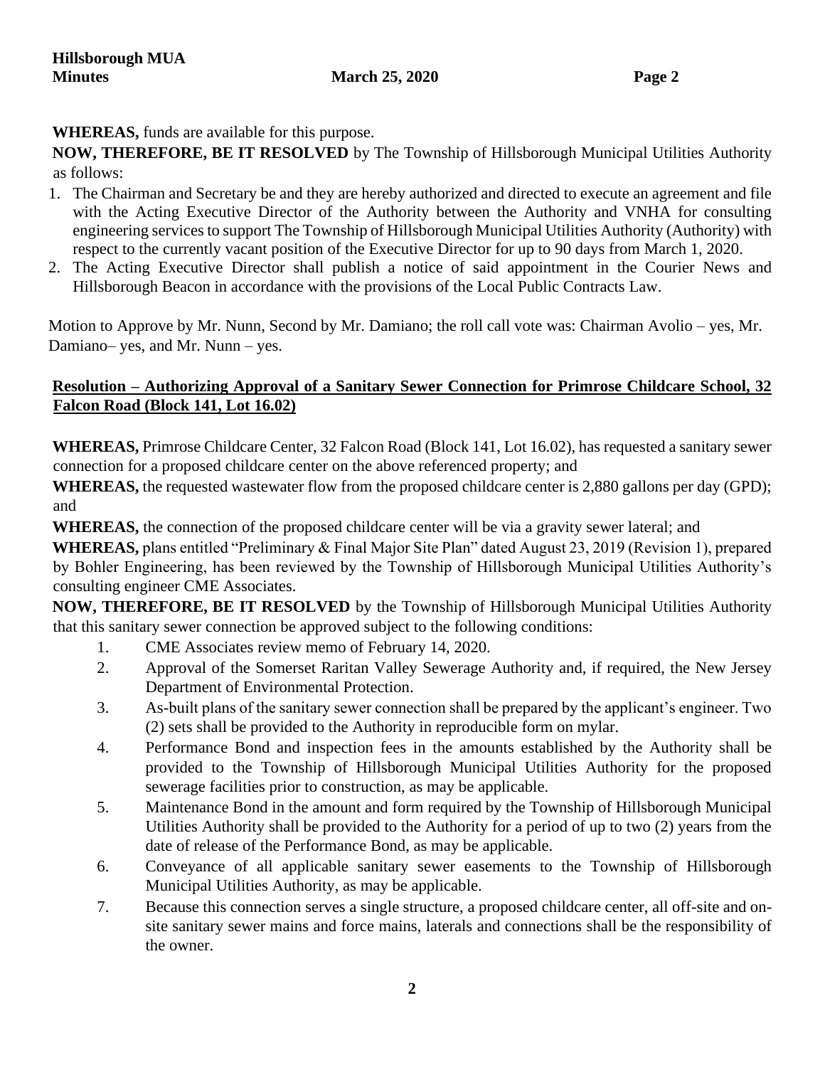**WHEREAS,** funds are available for this purpose.

**NOW, THEREFORE, BE IT RESOLVED** by The Township of Hillsborough Municipal Utilities Authority as follows:

1. The Chairman and Secretary be and they are hereby authorized and directed to execute an agreement and file with the Acting Executive Director of the Authority between the Authority and VNHA for consulting engineering services to support The Township of Hillsborough Municipal Utilities Authority (Authority) with respect to the currently vacant position of the Executive Director for up to 90 days from March 1, 2020.
2. The Acting Executive Director shall publish a notice of said appointment in the Courier News and Hillsborough Beacon in accordance with the provisions of the Local Public Contracts Law.

Motion to Approve by Mr. Nunn, Second by Mr. Damiano; the roll call vote was: Chairman Avolio – yes, Mr. Damiano– yes, and Mr. Nunn – yes.

**Resolution – Authorizing Approval of a Sanitary Sewer Connection for Primrose Childcare School, 32 Falcon Road (Block 141, Lot 16.02)**

**WHEREAS,** Primrose Childcare Center, 32 Falcon Road (Block 141, Lot 16.02), has requested a sanitary sewer connection for a proposed childcare center on the above referenced property; and

**WHEREAS,** the requested wastewater flow from the proposed childcare center is 2,880 gallons per day (GPD); and

**WHEREAS,** the connection of the proposed childcare center will be via a gravity sewer lateral; and

**WHEREAS,** plans entitled "Preliminary & Final Major Site Plan" dated August 23, 2019 (Revision 1), prepared by Bohler Engineering, has been reviewed by the Township of Hillsborough Municipal Utilities Authority's consulting engineer CME Associates.

**NOW, THEREFORE, BE IT RESOLVED** by the Township of Hillsborough Municipal Utilities Authority that this sanitary sewer connection be approved subject to the following conditions:

1. CME Associates review memo of February 14, 2020.
2. Approval of the Somerset Raritan Valley Sewerage Authority and, if required, the New Jersey Department of Environmental Protection.
3. As-built plans of the sanitary sewer connection shall be prepared by the applicant's engineer. Two (2) sets shall be provided to the Authority in reproducible form on mylar.
4. Performance Bond and inspection fees in the amounts established by the Authority shall be provided to the Township of Hillsborough Municipal Utilities Authority for the proposed sewerage facilities prior to construction, as may be applicable.
5. Maintenance Bond in the amount and form required by the Township of Hillsborough Municipal Utilities Authority shall be provided to the Authority for a period of up to two (2) years from the date of release of the Performance Bond, as may be applicable.
6. Conveyance of all applicable sanitary sewer easements to the Township of Hillsborough Municipal Utilities Authority, as may be applicable.
7. Because this connection serves a single structure, a proposed childcare center, all off-site and on-site sanitary sewer mains and force mains, laterals and connections shall be the responsibility of the owner.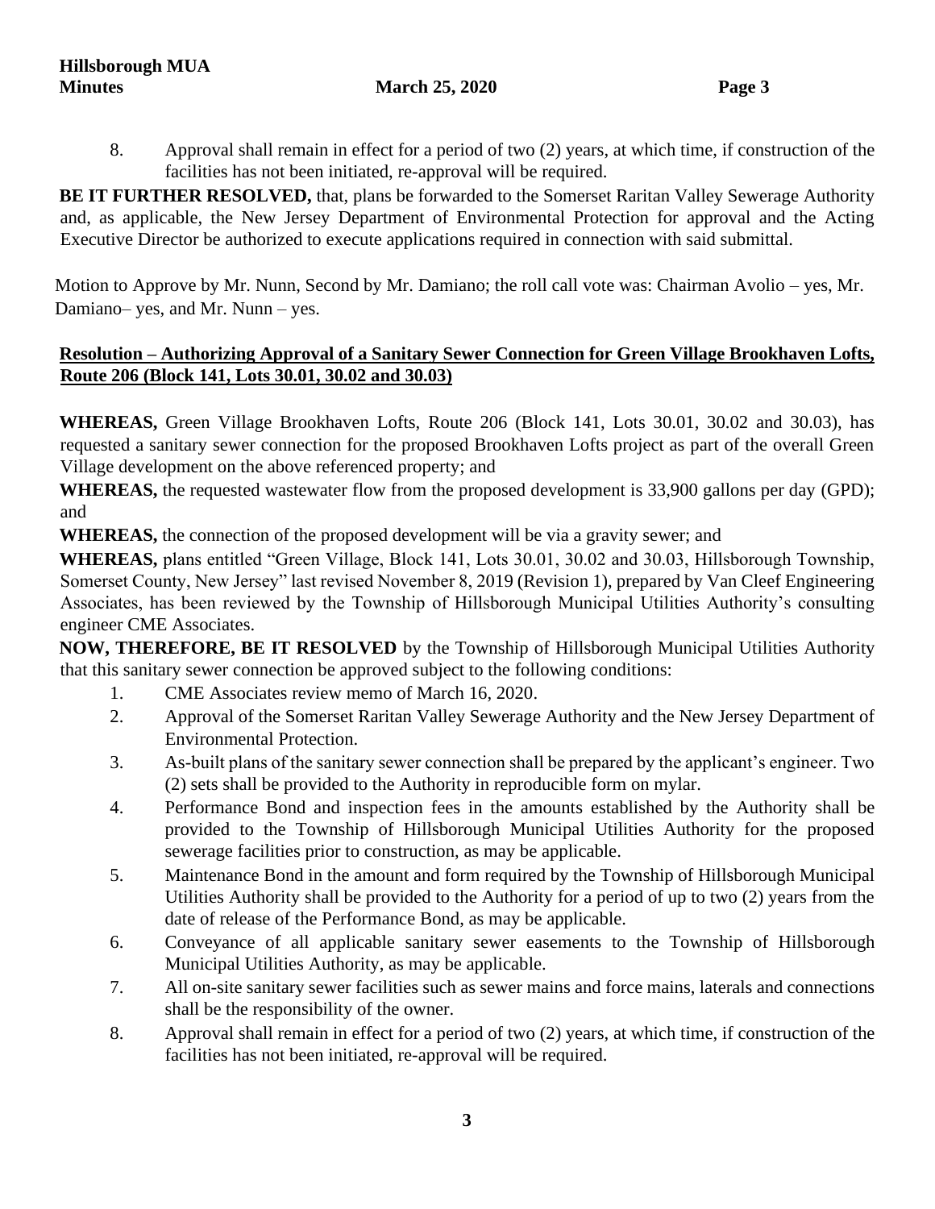8. Approval shall remain in effect for a period of two (2) years, at which time, if construction of the facilities has not been initiated, re-approval will be required.

**BE IT FURTHER RESOLVED,** that, plans be forwarded to the Somerset Raritan Valley Sewerage Authority and, as applicable, the New Jersey Department of Environmental Protection for approval and the Acting Executive Director be authorized to execute applications required in connection with said submittal.

Motion to Approve by Mr. Nunn, Second by Mr. Damiano; the roll call vote was: Chairman Avolio – yes, Mr. Damiano– yes, and Mr. Nunn – yes.

**Resolution – Authorizing Approval of a Sanitary Sewer Connection for Green Village Brookhaven Lofts, Route 206 (Block 141, Lots 30.01, 30.02 and 30.03)**

**WHEREAS,** Green Village Brookhaven Lofts, Route 206 (Block 141, Lots 30.01, 30.02 and 30.03), has requested a sanitary sewer connection for the proposed Brookhaven Lofts project as part of the overall Green Village development on the above referenced property; and

**WHEREAS,** the requested wastewater flow from the proposed development is 33,900 gallons per day (GPD); and

**WHEREAS,** the connection of the proposed development will be via a gravity sewer; and

**WHEREAS,** plans entitled "Green Village, Block 141, Lots 30.01, 30.02 and 30.03, Hillsborough Township, Somerset County, New Jersey" last revised November 8, 2019 (Revision 1), prepared by Van Cleef Engineering Associates, has been reviewed by the Township of Hillsborough Municipal Utilities Authority's consulting engineer CME Associates.

**NOW, THEREFORE, BE IT RESOLVED** by the Township of Hillsborough Municipal Utilities Authority that this sanitary sewer connection be approved subject to the following conditions:

1. CME Associates review memo of March 16, 2020.
2. Approval of the Somerset Raritan Valley Sewerage Authority and the New Jersey Department of Environmental Protection.
3. As-built plans of the sanitary sewer connection shall be prepared by the applicant's engineer. Two (2) sets shall be provided to the Authority in reproducible form on mylar.
4. Performance Bond and inspection fees in the amounts established by the Authority shall be provided to the Township of Hillsborough Municipal Utilities Authority for the proposed sewerage facilities prior to construction, as may be applicable.
5. Maintenance Bond in the amount and form required by the Township of Hillsborough Municipal Utilities Authority shall be provided to the Authority for a period of up to two (2) years from the date of release of the Performance Bond, as may be applicable.
6. Conveyance of all applicable sanitary sewer easements to the Township of Hillsborough Municipal Utilities Authority, as may be applicable.
7. All on-site sanitary sewer facilities such as sewer mains and force mains, laterals and connections shall be the responsibility of the owner.
8. Approval shall remain in effect for a period of two (2) years, at which time, if construction of the facilities has not been initiated, re-approval will be required.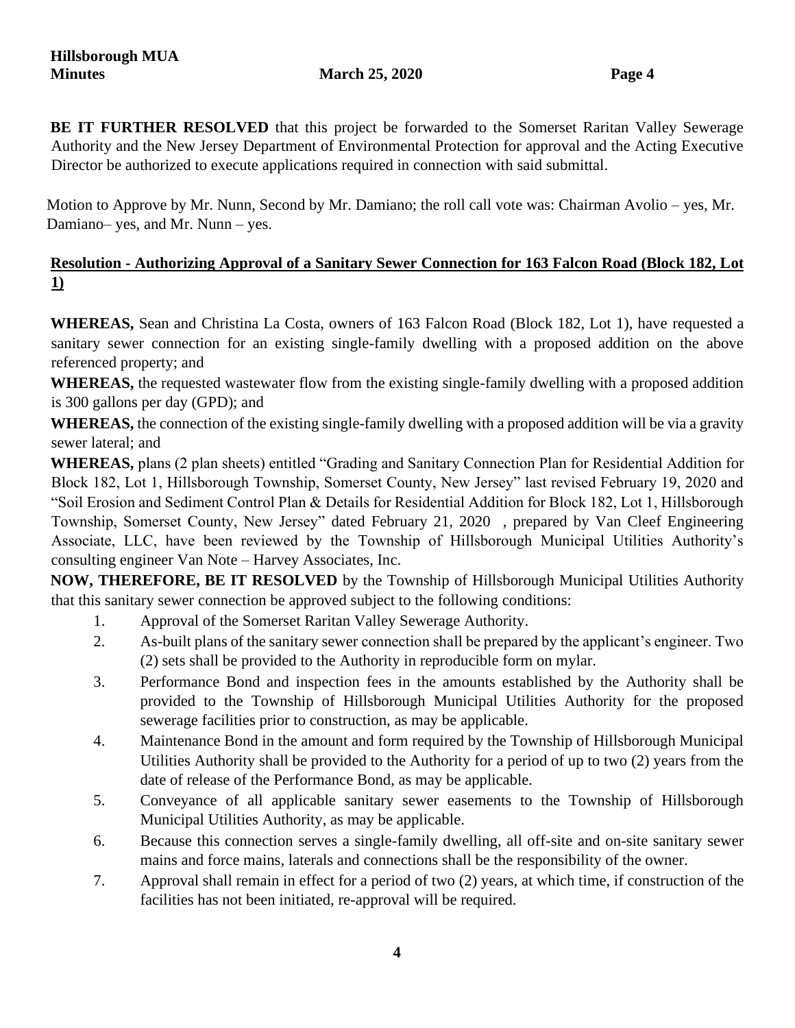**BE IT FURTHER RESOLVED** that this project be forwarded to the Somerset Raritan Valley Sewerage Authority and the New Jersey Department of Environmental Protection for approval and the Acting Executive Director be authorized to execute applications required in connection with said submittal.

Motion to Approve by Mr. Nunn, Second by Mr. Damiano; the roll call vote was: Chairman Avolio – yes, Mr. Damiano– yes, and Mr. Nunn – yes.

**Resolution - Authorizing Approval of a Sanitary Sewer Connection for 163 Falcon Road (Block 182, Lot 1)**

**WHEREAS,** Sean and Christina La Costa, owners of 163 Falcon Road (Block 182, Lot 1), have requested a sanitary sewer connection for an existing single-family dwelling with a proposed addition on the above referenced property; and

**WHEREAS,** the requested wastewater flow from the existing single-family dwelling with a proposed addition is 300 gallons per day (GPD); and

**WHEREAS,** the connection of the existing single-family dwelling with a proposed addition will be via a gravity sewer lateral; and

**WHEREAS,** plans (2 plan sheets) entitled "Grading and Sanitary Connection Plan for Residential Addition for Block 182, Lot 1, Hillsborough Township, Somerset County, New Jersey" last revised February 19, 2020 and "Soil Erosion and Sediment Control Plan & Details for Residential Addition for Block 182, Lot 1, Hillsborough Township, Somerset County, New Jersey" dated February 21, 2020 , prepared by Van Cleef Engineering Associate, LLC, have been reviewed by the Township of Hillsborough Municipal Utilities Authority's consulting engineer Van Note – Harvey Associates, Inc.

**NOW, THEREFORE, BE IT RESOLVED** by the Township of Hillsborough Municipal Utilities Authority that this sanitary sewer connection be approved subject to the following conditions:

1. Approval of the Somerset Raritan Valley Sewerage Authority.
2. As-built plans of the sanitary sewer connection shall be prepared by the applicant's engineer. Two (2) sets shall be provided to the Authority in reproducible form on mylar.
3. Performance Bond and inspection fees in the amounts established by the Authority shall be provided to the Township of Hillsborough Municipal Utilities Authority for the proposed sewerage facilities prior to construction, as may be applicable.
4. Maintenance Bond in the amount and form required by the Township of Hillsborough Municipal Utilities Authority shall be provided to the Authority for a period of up to two (2) years from the date of release of the Performance Bond, as may be applicable.
5. Conveyance of all applicable sanitary sewer easements to the Township of Hillsborough Municipal Utilities Authority, as may be applicable.
6. Because this connection serves a single-family dwelling, all off-site and on-site sanitary sewer mains and force mains, laterals and connections shall be the responsibility of the owner.
7. Approval shall remain in effect for a period of two (2) years, at which time, if construction of the facilities has not been initiated, re-approval will be required.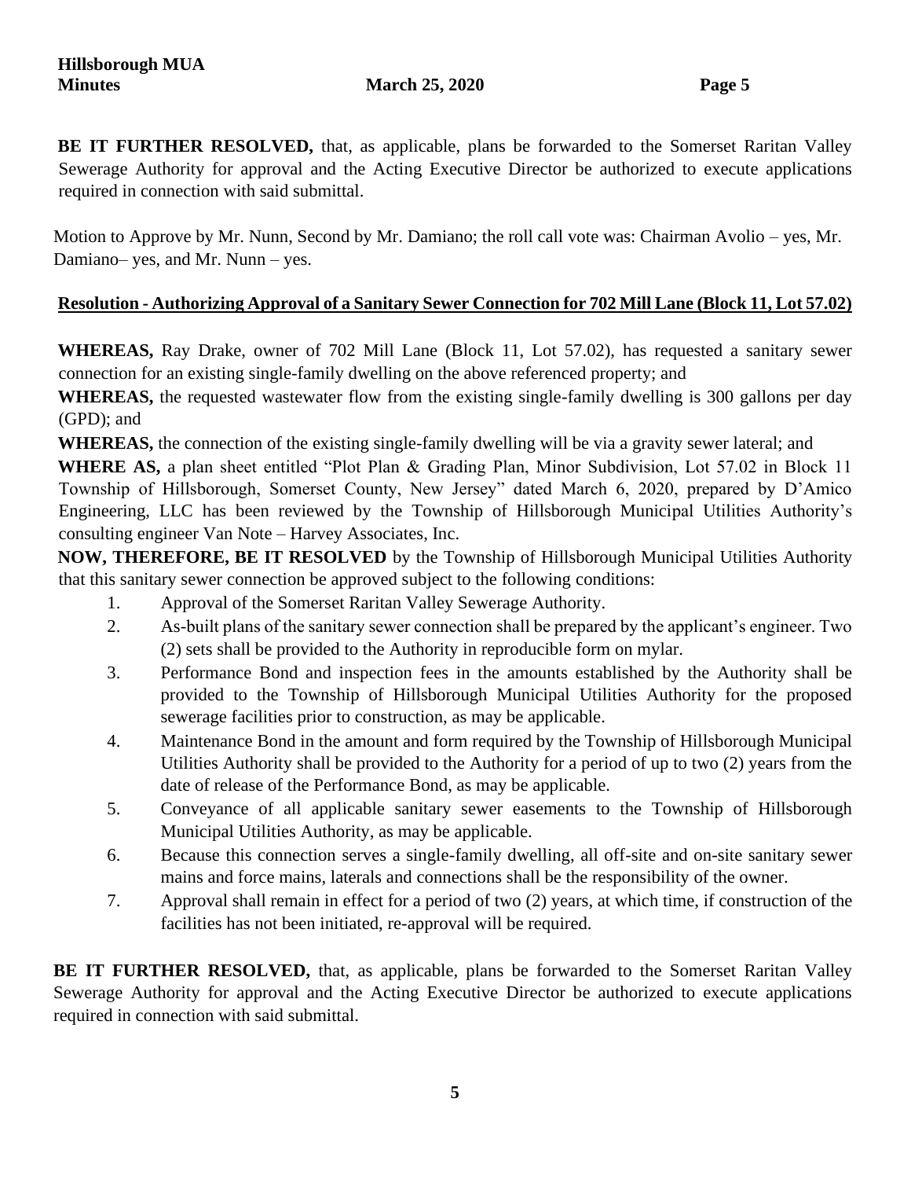**BE IT FURTHER RESOLVED,** that, as applicable, plans be forwarded to the Somerset Raritan Valley Sewerage Authority for approval and the Acting Executive Director be authorized to execute applications required in connection with said submittal.

Motion to Approve by Mr. Nunn, Second by Mr. Damiano; the roll call vote was: Chairman Avolio – yes, Mr. Damiano– yes, and Mr. Nunn – yes.

**Resolution - Authorizing Approval of a Sanitary Sewer Connection for 702 Mill Lane (Block 11, Lot 57.02)**

**WHEREAS,** Ray Drake, owner of 702 Mill Lane (Block 11, Lot 57.02), has requested a sanitary sewer connection for an existing single-family dwelling on the above referenced property; and

**WHEREAS,** the requested wastewater flow from the existing single-family dwelling is 300 gallons per day (GPD); and

**WHEREAS,** the connection of the existing single-family dwelling will be via a gravity sewer lateral; and

**WHERE AS,** a plan sheet entitled "Plot Plan & Grading Plan, Minor Subdivision, Lot 57.02 in Block 11 Township of Hillsborough, Somerset County, New Jersey" dated March 6, 2020, prepared by D'Amico Engineering, LLC has been reviewed by the Township of Hillsborough Municipal Utilities Authority's consulting engineer Van Note – Harvey Associates, Inc.

**NOW, THEREFORE, BE IT RESOLVED** by the Township of Hillsborough Municipal Utilities Authority that this sanitary sewer connection be approved subject to the following conditions:

1. Approval of the Somerset Raritan Valley Sewerage Authority.
2. As-built plans of the sanitary sewer connection shall be prepared by the applicant's engineer. Two (2) sets shall be provided to the Authority in reproducible form on mylar.
3. Performance Bond and inspection fees in the amounts established by the Authority shall be provided to the Township of Hillsborough Municipal Utilities Authority for the proposed sewerage facilities prior to construction, as may be applicable.
4. Maintenance Bond in the amount and form required by the Township of Hillsborough Municipal Utilities Authority shall be provided to the Authority for a period of up to two (2) years from the date of release of the Performance Bond, as may be applicable.
5. Conveyance of all applicable sanitary sewer easements to the Township of Hillsborough Municipal Utilities Authority, as may be applicable.
6. Because this connection serves a single-family dwelling, all off-site and on-site sanitary sewer mains and force mains, laterals and connections shall be the responsibility of the owner.
7. Approval shall remain in effect for a period of two (2) years, at which time, if construction of the facilities has not been initiated, re-approval will be required.

**BE IT FURTHER RESOLVED,** that, as applicable, plans be forwarded to the Somerset Raritan Valley Sewerage Authority for approval and the Acting Executive Director be authorized to execute applications required in connection with said submittal.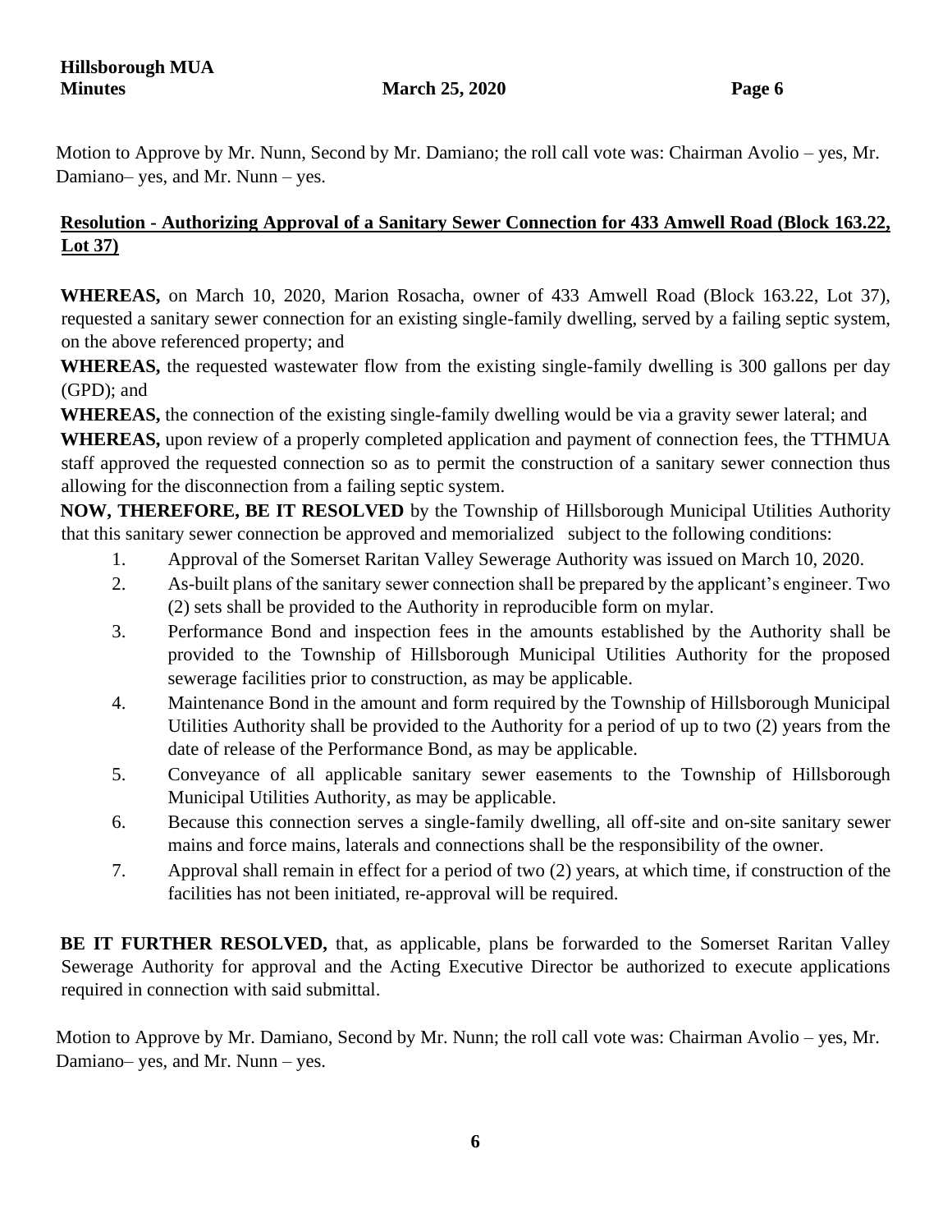Motion to Approve by Mr. Nunn, Second by Mr. Damiano; the roll call vote was: Chairman Avolio – yes, Mr. Damiano– yes, and Mr. Nunn – yes.

**Resolution - Authorizing Approval of a Sanitary Sewer Connection for 433 Amwell Road (Block 163.22, Lot 37)**

**WHEREAS,** on March 10, 2020, Marion Rosacha, owner of 433 Amwell Road (Block 163.22, Lot 37), requested a sanitary sewer connection for an existing single-family dwelling, served by a failing septic system, on the above referenced property; and

**WHEREAS,** the requested wastewater flow from the existing single-family dwelling is 300 gallons per day (GPD); and

**WHEREAS,** the connection of the existing single-family dwelling would be via a gravity sewer lateral; and

**WHEREAS,** upon review of a properly completed application and payment of connection fees, the TTHMUA staff approved the requested connection so as to permit the construction of a sanitary sewer connection thus allowing for the disconnection from a failing septic system.

**NOW, THEREFORE, BE IT RESOLVED** by the Township of Hillsborough Municipal Utilities Authority that this sanitary sewer connection be approved and memorialized subject to the following conditions:

1. Approval of the Somerset Raritan Valley Sewerage Authority was issued on March 10, 2020.
2. As-built plans of the sanitary sewer connection shall be prepared by the applicant's engineer. Two (2) sets shall be provided to the Authority in reproducible form on mylar.
3. Performance Bond and inspection fees in the amounts established by the Authority shall be provided to the Township of Hillsborough Municipal Utilities Authority for the proposed sewerage facilities prior to construction, as may be applicable.
4. Maintenance Bond in the amount and form required by the Township of Hillsborough Municipal Utilities Authority shall be provided to the Authority for a period of up to two (2) years from the date of release of the Performance Bond, as may be applicable.
5. Conveyance of all applicable sanitary sewer easements to the Township of Hillsborough Municipal Utilities Authority, as may be applicable.
6. Because this connection serves a single-family dwelling, all off-site and on-site sanitary sewer mains and force mains, laterals and connections shall be the responsibility of the owner.
7. Approval shall remain in effect for a period of two (2) years, at which time, if construction of the facilities has not been initiated, re-approval will be required.

**BE IT FURTHER RESOLVED,** that, as applicable, plans be forwarded to the Somerset Raritan Valley Sewerage Authority for approval and the Acting Executive Director be authorized to execute applications required in connection with said submittal.

Motion to Approve by Mr. Damiano, Second by Mr. Nunn; the roll call vote was: Chairman Avolio – yes, Mr. Damiano– yes, and Mr. Nunn – yes.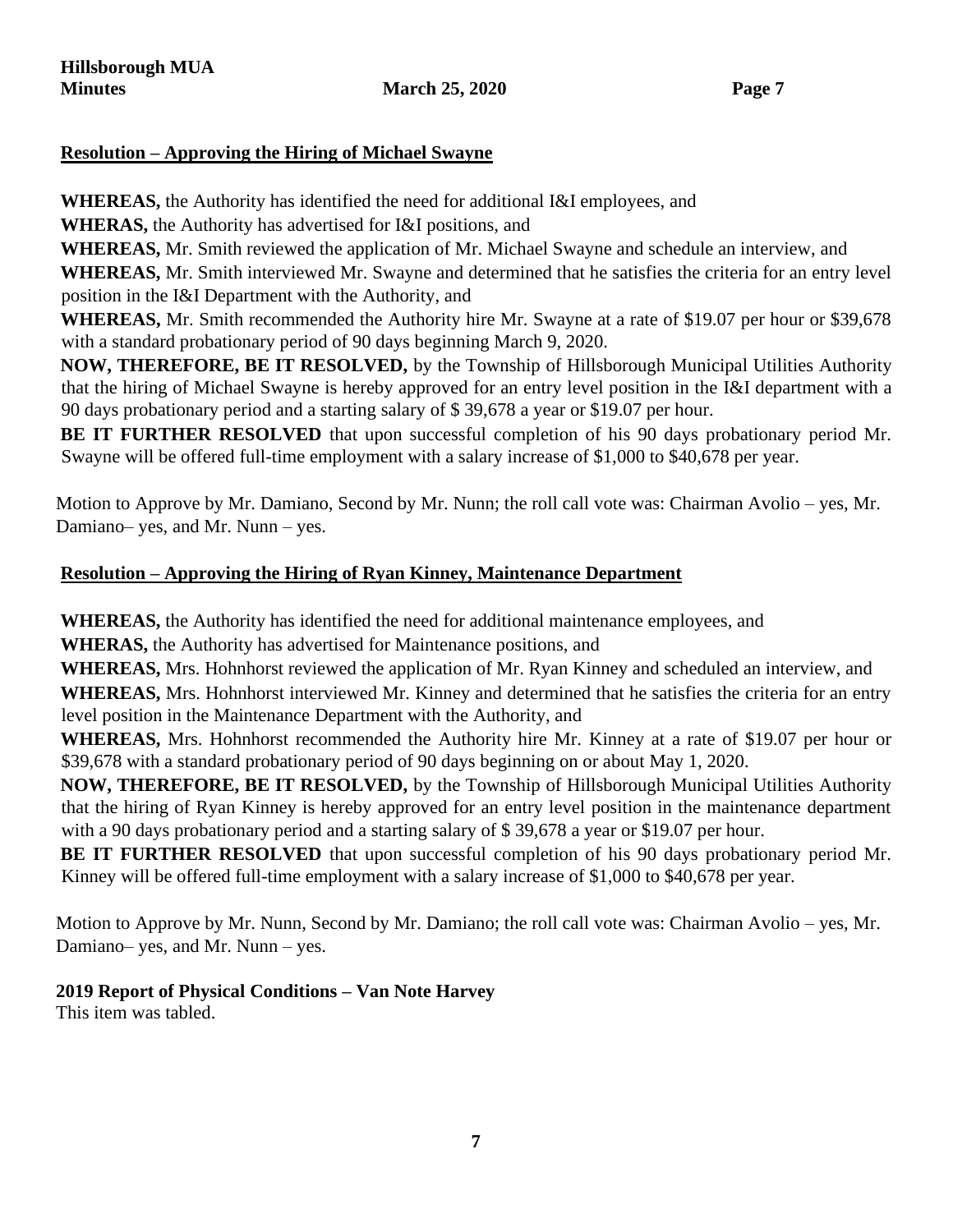## Resolution – Approving the Hiring of Michael Swayne

**WHEREAS,** the Authority has identified the need for additional I&I employees, and

**WHERAS,** the Authority has advertised for I&I positions, and

**WHEREAS,** Mr. Smith reviewed the application of Mr. Michael Swayne and schedule an interview, and

**WHEREAS,** Mr. Smith interviewed Mr. Swayne and determined that he satisfies the criteria for an entry level position in the I&I Department with the Authority, and

**WHEREAS,** Mr. Smith recommended the Authority hire Mr. Swayne at a rate of $19.07 per hour or $39,678 with a standard probationary period of 90 days beginning March 9, 2020.

**NOW, THEREFORE, BE IT RESOLVED,** by the Township of Hillsborough Municipal Utilities Authority that the hiring of Michael Swayne is hereby approved for an entry level position in the I&I department with a 90 days probationary period and a starting salary of $ 39,678 a year or $19.07 per hour.

**BE IT FURTHER RESOLVED** that upon successful completion of his 90 days probationary period Mr. Swayne will be offered full-time employment with a salary increase of $1,000 to $40,678 per year.

Motion to Approve by Mr. Damiano, Second by Mr. Nunn; the roll call vote was: Chairman Avolio – yes, Mr. Damiano– yes, and Mr. Nunn – yes.

## Resolution – Approving the Hiring of Ryan Kinney, Maintenance Department

**WHEREAS,** the Authority has identified the need for additional maintenance employees, and

**WHERAS,** the Authority has advertised for Maintenance positions, and

**WHEREAS,** Mrs. Hohnhorst reviewed the application of Mr. Ryan Kinney and scheduled an interview, and

**WHEREAS,** Mrs. Hohnhorst interviewed Mr. Kinney and determined that he satisfies the criteria for an entry level position in the Maintenance Department with the Authority, and

**WHEREAS,** Mrs. Hohnhorst recommended the Authority hire Mr. Kinney at a rate of $19.07 per hour or $39,678 with a standard probationary period of 90 days beginning on or about May 1, 2020.

**NOW, THEREFORE, BE IT RESOLVED,** by the Township of Hillsborough Municipal Utilities Authority that the hiring of Ryan Kinney is hereby approved for an entry level position in the maintenance department with a 90 days probationary period and a starting salary of $ 39,678 a year or $19.07 per hour.

**BE IT FURTHER RESOLVED** that upon successful completion of his 90 days probationary period Mr. Kinney will be offered full-time employment with a salary increase of $1,000 to $40,678 per year.

Motion to Approve by Mr. Nunn, Second by Mr. Damiano; the roll call vote was: Chairman Avolio – yes, Mr. Damiano– yes, and Mr. Nunn – yes.

**2019 Report of Physical Conditions – Van Note Harvey**

This item was tabled.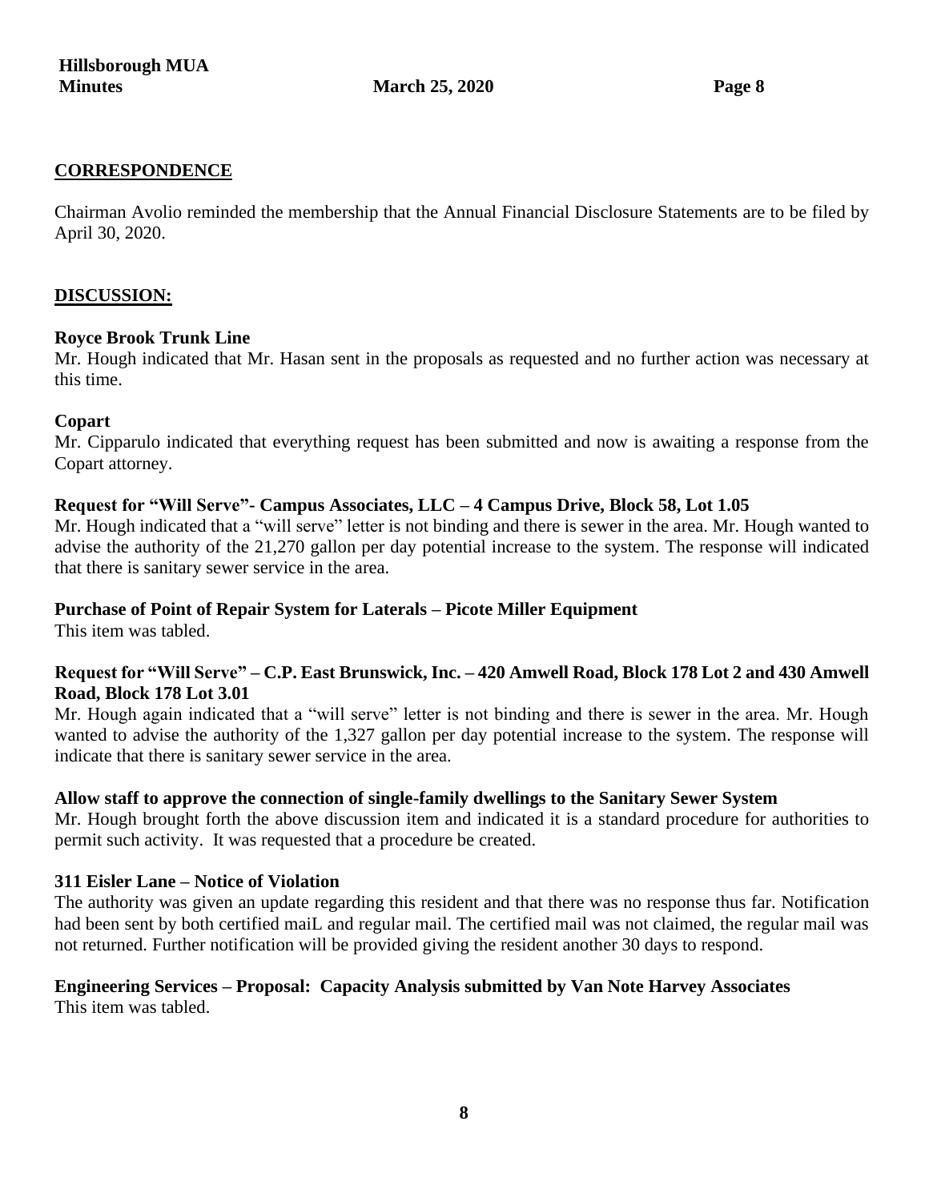## CORRESPONDENCE

Chairman Avolio reminded the membership that the Annual Financial Disclosure Statements are to be filed by April 30, 2020.

## DISCUSSION:

**Royce Brook Trunk Line**
Mr. Hough indicated that Mr. Hasan sent in the proposals as requested and no further action was necessary at this time.

**Copart**
Mr. Cipparulo indicated that everything request has been submitted and now is awaiting a response from the Copart attorney.

**Request for "Will Serve"- Campus Associates, LLC – 4 Campus Drive, Block 58, Lot 1.05**
Mr. Hough indicated that a "will serve" letter is not binding and there is sewer in the area. Mr. Hough wanted to advise the authority of the 21,270 gallon per day potential increase to the system. The response will indicated that there is sanitary sewer service in the area.

**Purchase of Point of Repair System for Laterals – Picote Miller Equipment**
This item was tabled.

**Request for "Will Serve" – C.P. East Brunswick, Inc. – 420 Amwell Road, Block 178 Lot 2 and 430 Amwell Road, Block 178 Lot 3.01**
Mr. Hough again indicated that a "will serve" letter is not binding and there is sewer in the area. Mr. Hough wanted to advise the authority of the 1,327 gallon per day potential increase to the system. The response will indicate that there is sanitary sewer service in the area.

**Allow staff to approve the connection of single-family dwellings to the Sanitary Sewer System**
Mr. Hough brought forth the above discussion item and indicated it is a standard procedure for authorities to permit such activity. It was requested that a procedure be created.

**311 Eisler Lane – Notice of Violation**
The authority was given an update regarding this resident and that there was no response thus far. Notification had been sent by both certified maiL and regular mail. The certified mail was not claimed, the regular mail was not returned. Further notification will be provided giving the resident another 30 days to respond.

**Engineering Services – Proposal: Capacity Analysis submitted by Van Note Harvey Associates**
This item was tabled.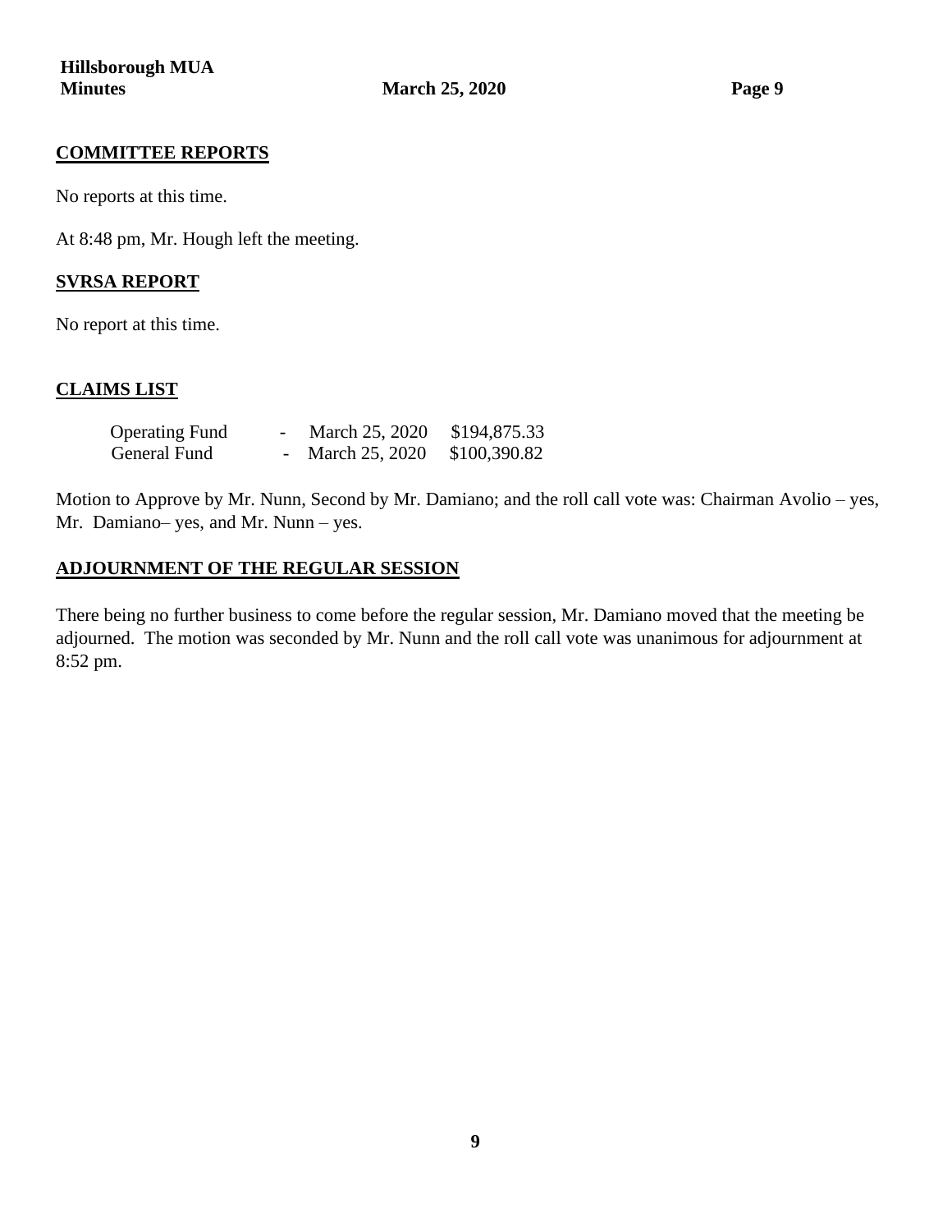## COMMITTEE REPORTS

No reports at this time.

At 8:48 pm, Mr. Hough left the meeting.

## SVRSA REPORT

No report at this time.

## CLAIMS LIST

| | | | |
|---|---|---|---|
| Operating Fund | - | March 25, 2020 | $194,875.33 |
| General Fund | - | March 25, 2020 | $100,390.82 |

Motion to Approve by Mr. Nunn, Second by Mr. Damiano; and the roll call vote was: Chairman Avolio – yes, Mr. Damiano– yes, and Mr. Nunn – yes.

## ADJOURNMENT OF THE REGULAR SESSION

There being no further business to come before the regular session, Mr. Damiano moved that the meeting be adjourned. The motion was seconded by Mr. Nunn and the roll call vote was unanimous for adjournment at 8:52 pm.